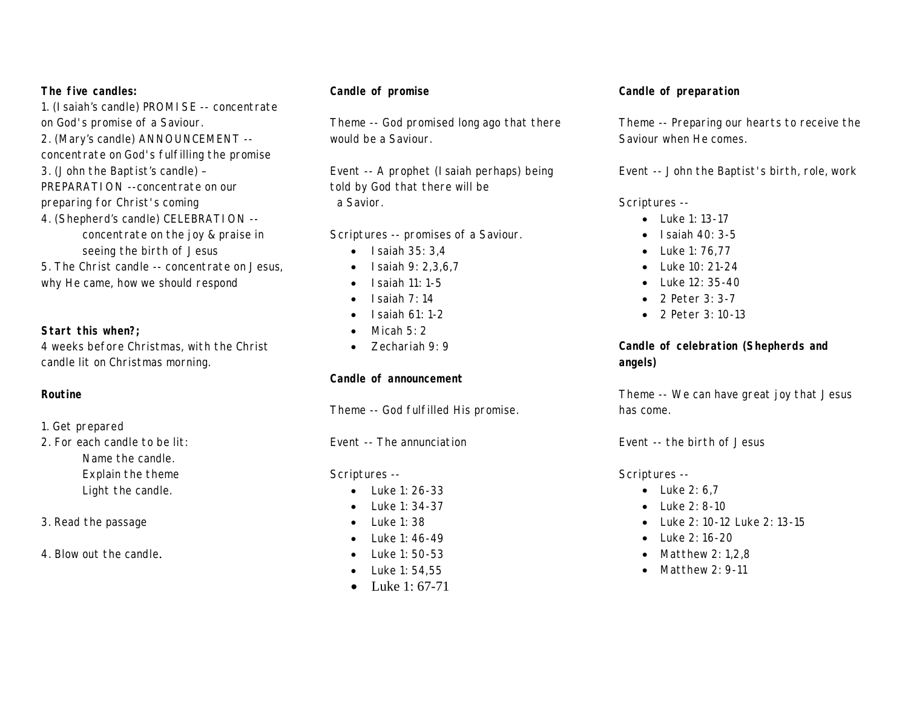**The five candles:**

1. (Isaiah's candle) PROMISE -- concentrate on God's promise of a Saviour.
2. (Mary's candle) ANNOUNCEMENT -- concentrate on God's fulfilling the promise
3. (John the Baptist's candle) – PREPARATION --concentrate on our preparing for Christ's coming
4. (Shepherd's candle) CELEBRATION -- concentrate on the joy & praise in seeing the birth of Jesus
5. The Christ candle -- concentrate on Jesus, why He came, how we should respond

**Start this when?;**

4 weeks before Christmas, with the Christ candle lit on Christmas morning.

**Routine**

1. Get prepared
2. For each candle to be lit:
   Name the candle.
   Explain the theme
   Light the candle.
3. Read the passage
4. Blow out the candle.

**Candle of promise**

Theme -- God promised long ago that there would be a Saviour.

Event -- A prophet (Isaiah perhaps) being told by God that there will be a Savior.

Scriptures -- promises of a Saviour.

- Isaiah 35: 3,4
- Isaiah 9: 2,3,6,7
- Isaiah 11: 1-5
- Isaiah 7: 14
- Isaiah 61: 1-2
- Micah 5: 2
- Zechariah 9: 9

**Candle of announcement**

Theme -- God fulfilled His promise.

Event -- The annunciation

Scriptures --

- Luke 1: 26-33
- Luke 1: 34-37
- Luke 1: 38
- Luke 1: 46-49
- Luke 1: 50-53
- Luke 1: 54,55
- Luke 1: 67-71

**Candle of preparation**

Theme -- Preparing our hearts to receive the Saviour when He comes.

Event -- John the Baptist's birth, role, work

Scriptures --

- Luke 1: 13-17
- Isaiah 40: 3-5
- Luke 1: 76,77
- Luke 10: 21-24
- Luke 12: 35-40
- 2 Peter 3: 3-7
- 2 Peter 3: 10-13

**Candle of celebration (Shepherds and angels)**

Theme -- We can have great joy that Jesus has come.

Event -- the birth of Jesus

Scriptures --

- Luke 2: 6,7
- Luke 2: 8-10
- Luke 2: 10-12 Luke 2: 13-15
- Luke 2: 16-20
- Matthew 2: 1,2,8
- Matthew 2: 9-11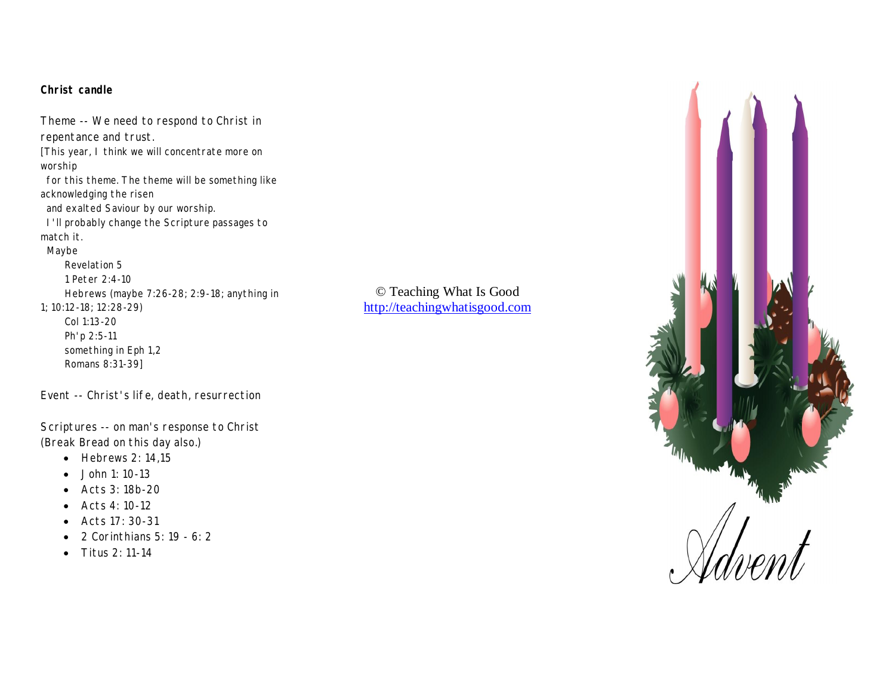**Christ candle**

Theme -- We need to respond to Christ in repentance and trust.

[This year, I think we will concentrate more on worship for this theme. The theme will be something like acknowledging the risen and exalted Saviour by our worship.
I'll probably change the Scripture passages to match it.
Maybe

Revelation 5
1 Peter 2:4-10
Hebrews (maybe 7:26-28; 2:9-18; anything in 1; 10:12-18; 12:28-29)
Col 1:13-20
Ph'p 2:5-11
something in Eph 1,2
Romans 8:31-39]

Event -- Christ's life, death, resurrection

Scriptures -- on man's response to Christ
(Break Bread on this day also.)

- Hebrews 2: 14,15
- John 1: 10-13
- Acts 3: 18b-20
- Acts 4: 10-12
- Acts 17: 30-31
- 2 Corinthians 5: 19 - 6: 2
- Titus 2: 11-14

© Teaching What Is Good
http://teachingwhatisgood.com

Advent